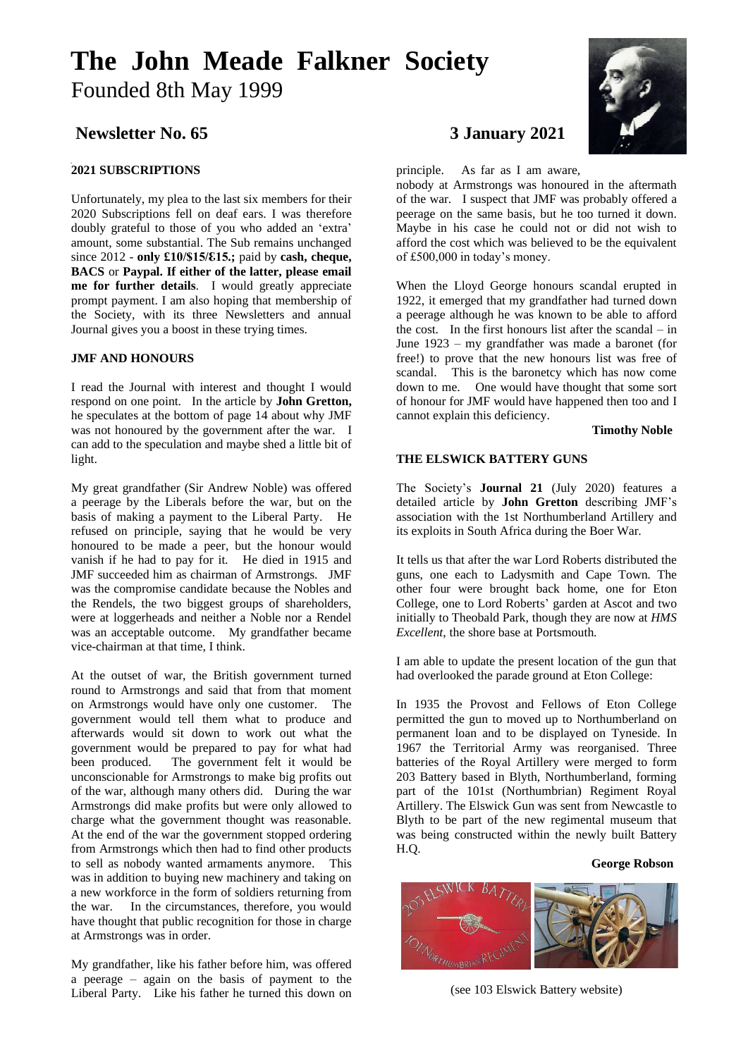# The John Meade Falkner Society

Founded 8th May 1999

## Newsletter No. 65 — 3 January 2021

### 2021 SUBSCRIPTIONS

Unfortunately, my plea to the last six members for their 2020 Subscriptions fell on deaf ears. I was therefore doubly grateful to those of you who added an 'extra' amount, some substantial. The Sub remains unchanged since 2012 - **only £10/$15/€15.;** paid by **cash, cheque, BACS** or **Paypal. If either of the latter, please email me for further details**. I would greatly appreciate prompt payment. I am also hoping that membership of the Society, with its three Newsletters and annual Journal gives you a boost in these trying times.

### JMF AND HONOURS

I read the Journal with interest and thought I would respond on one point. In the article by **John Gretton,** he speculates at the bottom of page 14 about why JMF was not honoured by the government after the war. I can add to the speculation and maybe shed a little bit of light.

My great grandfather (Sir Andrew Noble) was offered a peerage by the Liberals before the war, but on the basis of making a payment to the Liberal Party. He refused on principle, saying that he would be very honoured to be made a peer, but the honour would vanish if he had to pay for it. He died in 1915 and JMF succeeded him as chairman of Armstrongs. JMF was the compromise candidate because the Nobles and the Rendels, the two biggest groups of shareholders, were at loggerheads and neither a Noble nor a Rendel was an acceptable outcome. My grandfather became vice-chairman at that time, I think.

At the outset of war, the British government turned round to Armstrongs and said that from that moment on Armstrongs would have only one customer. The government would tell them what to produce and afterwards would sit down to work out what the government would be prepared to pay for what had been produced. The government felt it would be unconscionable for Armstrongs to make big profits out of the war, although many others did. During the war Armstrongs did make profits but were only allowed to charge what the government thought was reasonable. At the end of the war the government stopped ordering from Armstrongs which then had to find other products to sell as nobody wanted armaments anymore. This was in addition to buying new machinery and taking on a new workforce in the form of soldiers returning from the war. In the circumstances, therefore, you would have thought that public recognition for those in charge at Armstrongs was in order.

My grandfather, like his father before him, was offered a peerage – again on the basis of payment to the Liberal Party. Like his father he turned this down on principle. As far as I am aware, nobody at Armstrongs was honoured in the aftermath of the war. I suspect that JMF was probably offered a peerage on the same basis, but he too turned it down. Maybe in his case he could not or did not wish to afford the cost which was believed to be the equivalent of £500,000 in today's money.

When the Lloyd George honours scandal erupted in 1922, it emerged that my grandfather had turned down a peerage although he was known to be able to afford the cost. In the first honours list after the scandal – in June 1923 – my grandfather was made a baronet (for free!) to prove that the new honours list was free of scandal. This is the baronetcy which has now come down to me. One would have thought that some sort of honour for JMF would have happened then too and I cannot explain this deficiency.

**Timothy Noble**

### THE ELSWICK BATTERY GUNS

The Society's **Journal 21** (July 2020) features a detailed article by **John Gretton** describing JMF's association with the 1st Northumberland Artillery and its exploits in South Africa during the Boer War.

It tells us that after the war Lord Roberts distributed the guns, one each to Ladysmith and Cape Town. The other four were brought back home, one for Eton College, one to Lord Roberts' garden at Ascot and two initially to Theobald Park, though they are now at *HMS Excellent*, the shore base at Portsmouth.

I am able to update the present location of the gun that had overlooked the parade ground at Eton College:

In 1935 the Provost and Fellows of Eton College permitted the gun to moved up to Northumberland on permanent loan and to be displayed on Tyneside. In 1967 the Territorial Army was reorganised. Three batteries of the Royal Artillery were merged to form 203 Battery based in Blyth, Northumberland, forming part of the 101st (Northumbrian) Regiment Royal Artillery. The Elswick Gun was sent from Newcastle to Blyth to be part of the new regimental museum that was being constructed within the newly built Battery H.Q.

**George Robson**

(see 103 Elswick Battery website)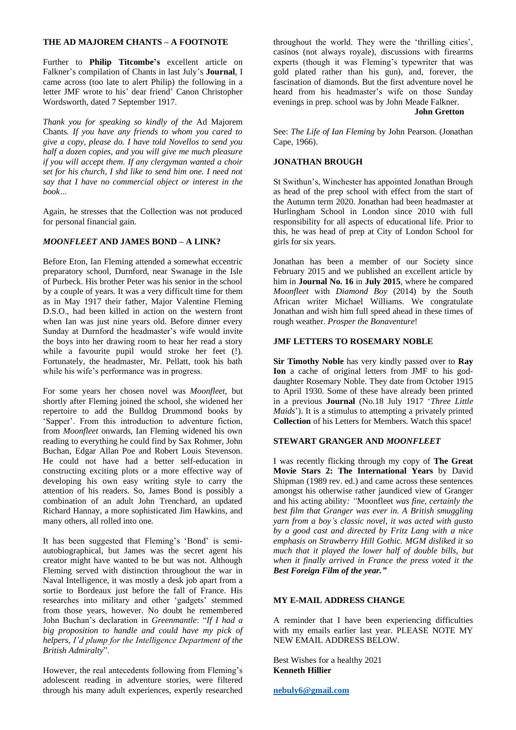### THE AD MAJOREM CHANTS – A FOOTNOTE

Further to **Philip Titcombe's** excellent article on Falkner's compilation of Chants in last July's **Journal**, I came across (too late to alert Philip) the following in a letter JMF wrote to his' dear friend' Canon Christopher Wordsworth, dated 7 September 1917.

*Thank you for speaking so kindly of the* Ad Majorem Chants*. If you have any friends to whom you cared to give a copy, please do. I have told Novellos to send you half a dozen copies, and you will give me much pleasure if you will accept them. If any clergyman wanted a choir set for his church, I shd like to send him one. I need not say that I have no commercial object or interest in the book…*

Again, he stresses that the Collection was not produced for personal financial gain.

### *MOONFLEET* AND JAMES BOND – A LINK?

Before Eton, Ian Fleming attended a somewhat eccentric preparatory school, Durnford, near Swanage in the Isle of Purbeck. His brother Peter was his senior in the school by a couple of years. It was a very difficult time for them as in May 1917 their father, Major Valentine Fleming D.S.O., had been killed in action on the western front when Ian was just nine years old. Before dinner every Sunday at Durnford the headmaster's wife would invite the boys into her drawing room to hear her read a story while a favourite pupil would stroke her feet (!). Fortunately, the headmaster, Mr. Pellatt, took his bath while his wife's performance was in progress.

For some years her chosen novel was *Moonfleet*, but shortly after Fleming joined the school, she widened her repertoire to add the Bulldog Drummond books by 'Sapper'. From this introduction to adventure fiction, from *Moonfleet* onwards, Ian Fleming widened his own reading to everything he could find by Sax Rohmer, John Buchan, Edgar Allan Poe and Robert Louis Stevenson. He could not have had a better self-education in constructing exciting plots or a more effective way of developing his own easy writing style to carry the attention of his readers. So, James Bond is possibly a combination of an adult John Trenchard, an updated Richard Hannay, a more sophisticated Jim Hawkins, and many others, all rolled into one.

It has been suggested that Fleming's 'Bond' is semi-autobiographical, but James was the secret agent his creator might have wanted to be but was not. Although Fleming served with distinction throughout the war in Naval Intelligence, it was mostly a desk job apart from a sortie to Bordeaux just before the fall of France. His researches into military and other 'gadgets' stemmed from those years, however. No doubt he remembered John Buchan's declaration in *Greenmantle*: "*If I had a big proposition to handle and could have my pick of helpers, I'd plump for the Intelligence Department of the British Admiralty*".

However, the real antecedents following from Fleming's adolescent reading in adventure stories, were filtered through his many adult experiences, expertly researched throughout the world. They were the 'thrilling cities', casinos (not always royale), discussions with firearms experts (though it was Fleming's typewriter that was gold plated rather than his gun), and, forever, the fascination of diamonds. But the first adventure novel he heard from his headmaster's wife on those Sunday evenings in prep. school was by John Meade Falkner.

**John Gretton**

See: *The Life of Ian Fleming* by John Pearson. (Jonathan Cape, 1966).

### JONATHAN BROUGH

St Swithun's, Winchester has appointed Jonathan Brough as head of the prep school with effect from the start of the Autumn term 2020. Jonathan had been headmaster at Hurlingham School in London since 2010 with full responsibility for all aspects of educational life. Prior to this, he was head of prep at City of London School for girls for six years.

Jonathan has been a member of our Society since February 2015 and we published an excellent article by him in **Journal No. 16** in **July 2015**, where he compared *Moonfleet* with *Diamond Boy* (2014) by the South African writer Michael Williams. We congratulate Jonathan and wish him full speed ahead in these times of rough weather. *Prosper the Bonaventure*!

### JMF LETTERS TO ROSEMARY NOBLE

**Sir Timothy Noble** has very kindly passed over to **Ray Ion** a cache of original letters from JMF to his god-daughter Rosemary Noble. They date from October 1915 to April 1930. Some of these have already been printed in a previous **Journal** (No.18 July 1917 '*Three Little Maids*'). It is a stimulus to attempting a privately printed **Collection** of his Letters for Members. Watch this space!

### STEWART GRANGER AND *MOONFLEET*

I was recently flicking through my copy of **The Great Movie Stars 2: The International Years** by David Shipman (1989 rev. ed.) and came across these sentences amongst his otherwise rather jaundiced view of Granger and his acting ability*: "*Moonfleet *was fine, certainly the best film that Granger was ever in. A British smuggling yarn from a boy's classic novel, it was acted with gusto by a good cast and directed by Fritz Lang with a nice emphasis on Strawberry Hill Gothic. MGM disliked it so much that it played the lower half of double bills, but when it finally arrived in France the press voted it the* ***Best Foreign Film of the year."***

### MY E-MAIL ADDRESS CHANGE

A reminder that I have been experiencing difficulties with my emails earlier last year. PLEASE NOTE MY NEW EMAIL ADDRESS BELOW.

Best Wishes for a healthy 2021
**Kenneth Hillier**

**nebuly6@gmail.com**